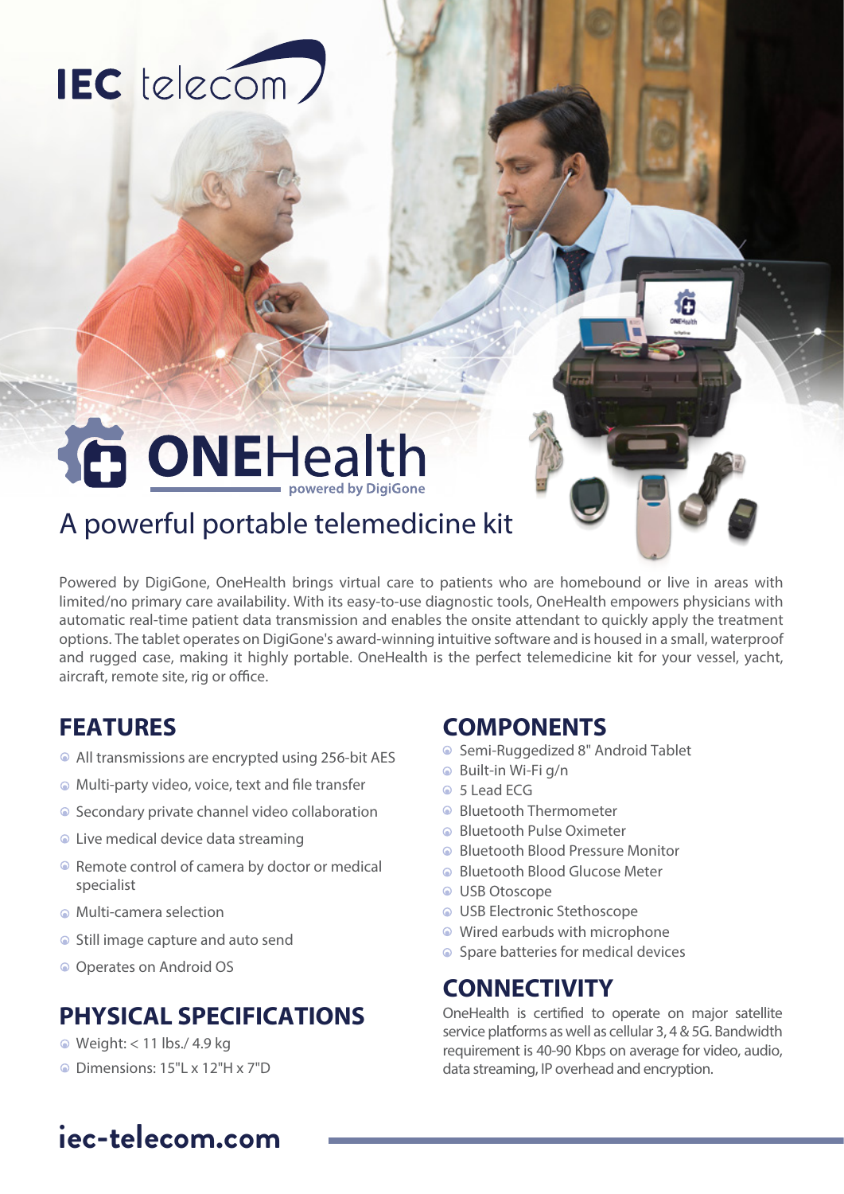IEC telecom

# ONEHealth

powered by DigiGone

## A powerful portable telemedicine kit

Powered by DigiGone, OneHealth brings virtual care to patients who are homebound or live in areas with limited/no primary care availability. With its easy-to-use diagnostic tools, OneHealth empowers physicians with automatic real-time patient data transmission and enables the onsite attendant to quickly apply the treatment options. The tablet operates on DigiGone's award-winning intuitive software and is housed in a small, waterproof and rugged case, making it highly portable. OneHealth is the perfect telemedicine kit for your vessel, yacht, aircraft, remote site, rig or office.

## FEATURES

- All transmissions are encrypted using 256-bit AES
- Multi-party video, voice, text and file transfer
- Secondary private channel video collaboration
- Live medical device data streaming
- Remote control of camera by doctor or medical specialist
- Multi-camera selection
- Still image capture and auto send
- Operates on Android OS

## PHYSICAL SPECIFICATIONS

- Weight: < 11 lbs./ 4.9 kg
- Dimensions: 15"L x 12"H x 7"D

## COMPONENTS

- Semi-Ruggedized 8" Android Tablet
- Built-in Wi-Fi g/n
- 5 Lead ECG
- Bluetooth Thermometer
- Bluetooth Pulse Oximeter
- Bluetooth Blood Pressure Monitor
- Bluetooth Blood Glucose Meter
- USB Otoscope
- USB Electronic Stethoscope
- Wired earbuds with microphone
- Spare batteries for medical devices

## CONNECTIVITY

OneHealth is certified to operate on major satellite service platforms as well as cellular 3, 4 & 5G. Bandwidth requirement is 40-90 Kbps on average for video, audio, data streaming, IP overhead and encryption.

**iec-telecom.com**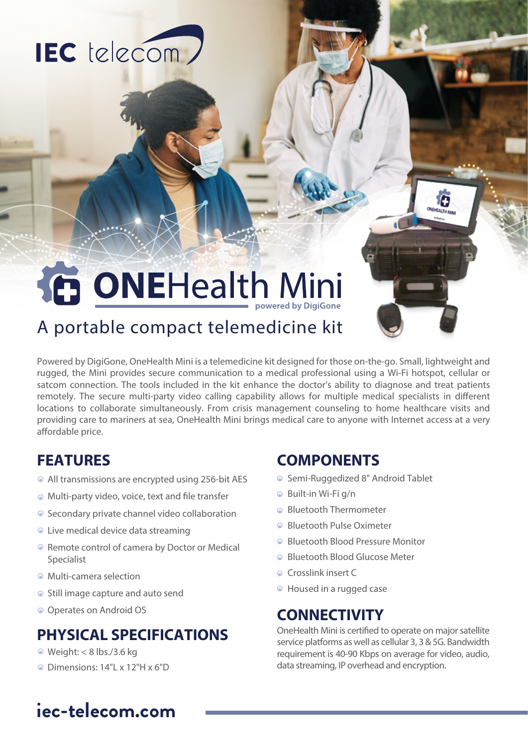IEC telecom

# ONEHealth Mini

powered by DigiGone

## A portable compact telemedicine kit

Powered by DigiGone, OneHealth Mini is a telemedicine kit designed for those on-the-go. Small, lightweight and rugged, the Mini provides secure communication to a medical professional using a Wi-Fi hotspot, cellular or satcom connection. The tools included in the kit enhance the doctor's ability to diagnose and treat patients remotely. The secure multi-party video calling capability allows for multiple medical specialists in different locations to collaborate simultaneously. From crisis management counseling to home healthcare visits and providing care to mariners at sea, OneHealth Mini brings medical care to anyone with Internet access at a very affordable price.

## FEATURES

- All transmissions are encrypted using 256-bit AES
- Multi-party video, voice, text and file transfer
- Secondary private channel video collaboration
- Live medical device data streaming
- Remote control of camera by Doctor or Medical Specialist
- Multi-camera selection
- Still image capture and auto send
- Operates on Android OS

## PHYSICAL SPECIFICATIONS

- Weight: < 8 lbs./3.6 kg
- Dimensions: 14"L x 12"H x 6"D

## COMPONENTS

- Semi-Ruggedized 8" Android Tablet
- Built-in Wi-Fi g/n
- Bluetooth Thermometer
- Bluetooth Pulse Oximeter
- Bluetooth Blood Pressure Monitor
- Bluetooth Blood Glucose Meter
- Crosslink insert C
- Housed in a rugged case

## CONNECTIVITY

OneHealth Mini is certified to operate on major satellite service platforms as well as cellular 3, 3 & 5G. Bandwidth requirement is 40-90 Kbps on average for video, audio, data streaming, IP overhead and encryption.

iec-telecom.com